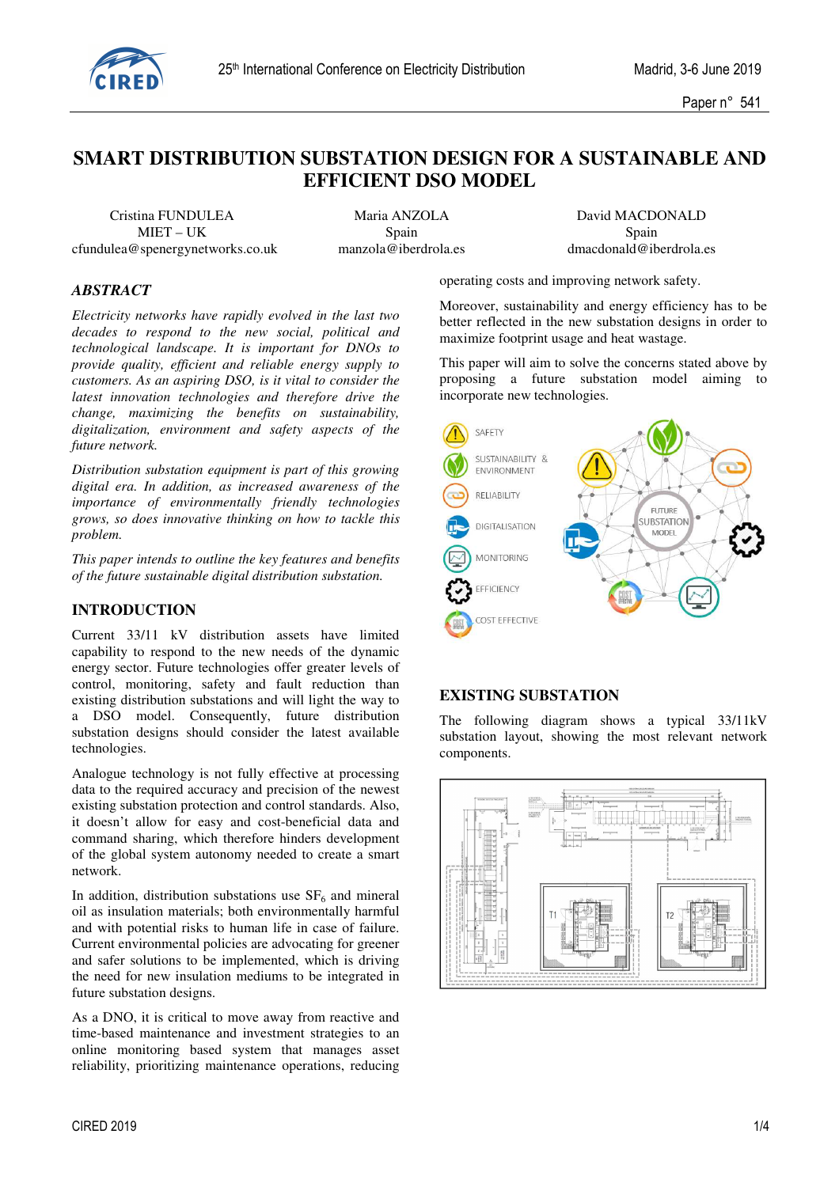# SMART DISTRIBUTION SUBSTATION DESIGN FOR A SUSTAINABLE AND EFFICIENT DSO MODEL

Cristina FUNDULEA
MIET – UK
cfundulea@spenergynetworks.co.uk

Maria ANZOLA
Spain
manzola@iberdrola.es

David MACDONALD
Spain
dmacdonald@iberdrola.es

## *ABSTRACT*

*Electricity networks have rapidly evolved in the last two decades to respond to the new social, political and technological landscape. It is important for DNOs to provide quality, efficient and reliable energy supply to customers. As an aspiring DSO, is it vital to consider the latest innovation technologies and therefore drive the change, maximizing the benefits on sustainability, digitalization, environment and safety aspects of the future network.*

*Distribution substation equipment is part of this growing digital era. In addition, as increased awareness of the importance of environmentally friendly technologies grows, so does innovative thinking on how to tackle this problem.*

*This paper intends to outline the key features and benefits of the future sustainable digital distribution substation.*

## INTRODUCTION

Current 33/11 kV distribution assets have limited capability to respond to the new needs of the dynamic energy sector. Future technologies offer greater levels of control, monitoring, safety and fault reduction than existing distribution substations and will light the way to a DSO model. Consequently, future distribution substation designs should consider the latest available technologies.

Analogue technology is not fully effective at processing data to the required accuracy and precision of the newest existing substation protection and control standards. Also, it doesn't allow for easy and cost-beneficial data and command sharing, which therefore hinders development of the global system autonomy needed to create a smart network.

In addition, distribution substations use $SF_6$ and mineral oil as insulation materials; both environmentally harmful and with potential risks to human life in case of failure. Current environmental policies are advocating for greener and safer solutions to be implemented, which is driving the need for new insulation mediums to be integrated in future substation designs.

As a DNO, it is critical to move away from reactive and time-based maintenance and investment strategies to an online monitoring based system that manages asset reliability, prioritizing maintenance operations, reducing operating costs and improving network safety.

Moreover, sustainability and energy efficiency has to be better reflected in the new substation designs in order to maximize footprint usage and heat wastage.

This paper will aim to solve the concerns stated above by proposing a future substation model aiming to incorporate new technologies.

SAFETY
SUSTAINABILITY & ENVIRONMENT
RELIABILITY
DIGITALISATION
MONITORING
EFFICIENCY
COST EFFECTIVE

FUTURE SUBSTATION MODEL

## EXISTING SUBSTATION

The following diagram shows a typical 33/11kV substation layout, showing the most relevant network components.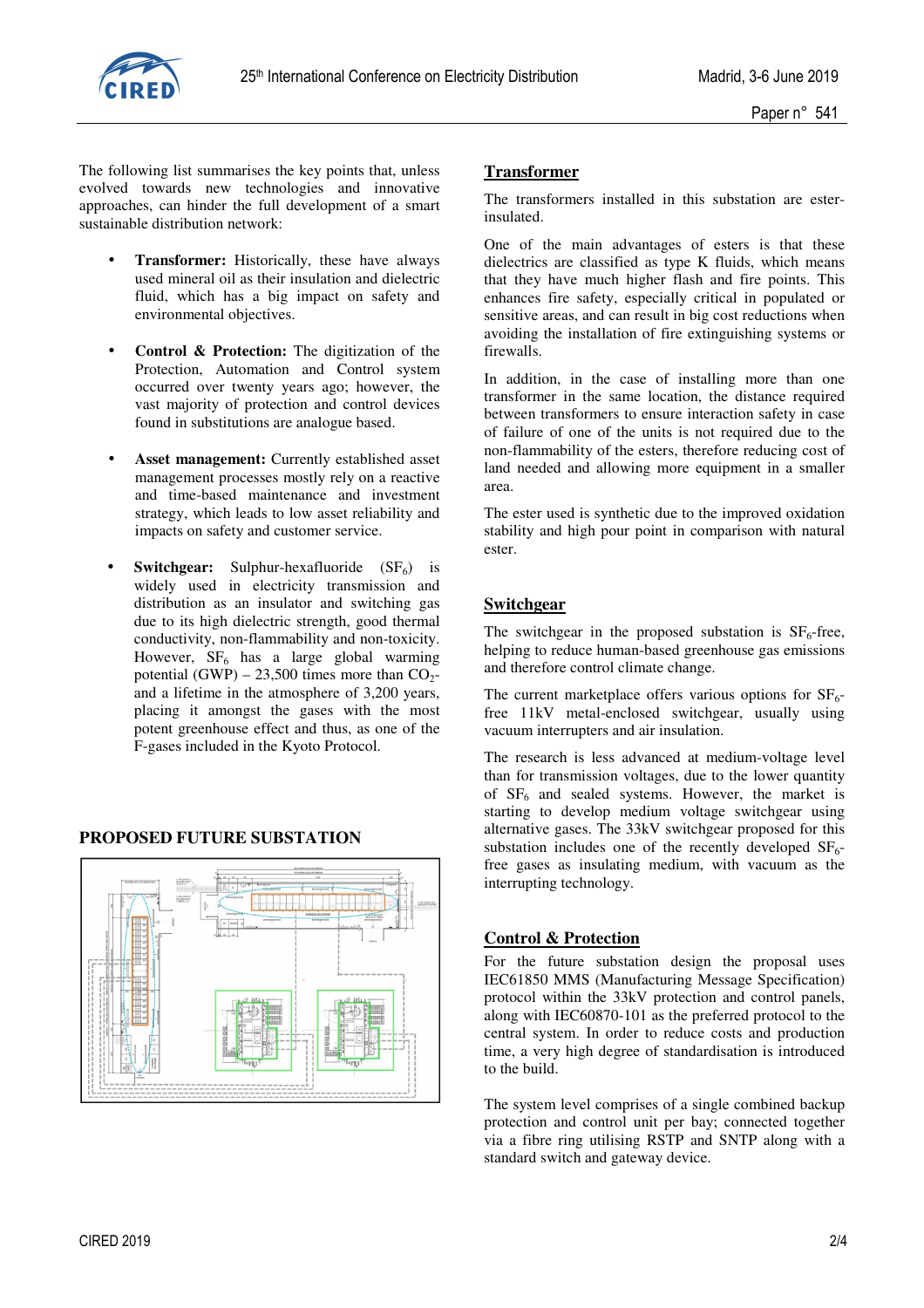The following list summarises the key points that, unless evolved towards new technologies and innovative approaches, can hinder the full development of a smart sustainable distribution network:

- **Transformer:** Historically, these have always used mineral oil as their insulation and dielectric fluid, which has a big impact on safety and environmental objectives.
- **Control & Protection:** The digitization of the Protection, Automation and Control system occurred over twenty years ago; however, the vast majority of protection and control devices found in substitutions are analogue based.
- **Asset management:** Currently established asset management processes mostly rely on a reactive and time-based maintenance and investment strategy, which leads to low asset reliability and impacts on safety and customer service.
- **Switchgear:** Sulphur-hexafluoride ($SF_6$) is widely used in electricity transmission and distribution as an insulator and switching gas due to its high dielectric strength, good thermal conductivity, non-flammability and non-toxicity. However, $SF_6$ has a large global warming potential (GWP) – 23,500 times more than $CO_2$- and a lifetime in the atmosphere of 3,200 years, placing it amongst the gases with the most potent greenhouse effect and thus, as one of the F-gases included in the Kyoto Protocol.

## PROPOSED FUTURE SUBSTATION

### Transformer

The transformers installed in this substation are ester-insulated.

One of the main advantages of esters is that these dielectrics are classified as type K fluids, which means that they have much higher flash and fire points. This enhances fire safety, especially critical in populated or sensitive areas, and can result in big cost reductions when avoiding the installation of fire extinguishing systems or firewalls.

In addition, in the case of installing more than one transformer in the same location, the distance required between transformers to ensure interaction safety in case of failure of one of the units is not required due to the non-flammability of the esters, therefore reducing cost of land needed and allowing more equipment in a smaller area.

The ester used is synthetic due to the improved oxidation stability and high pour point in comparison with natural ester.

### Switchgear

The switchgear in the proposed substation is $SF_6$-free, helping to reduce human-based greenhouse gas emissions and therefore control climate change.

The current marketplace offers various options for $SF_6$-free 11kV metal-enclosed switchgear, usually using vacuum interrupters and air insulation.

The research is less advanced at medium-voltage level than for transmission voltages, due to the lower quantity of $SF_6$ and sealed systems. However, the market is starting to develop medium voltage switchgear using alternative gases. The 33kV switchgear proposed for this substation includes one of the recently developed $SF_6$-free gases as insulating medium, with vacuum as the interrupting technology.

### Control & Protection

For the future substation design the proposal uses IEC61850 MMS (Manufacturing Message Specification) protocol within the 33kV protection and control panels, along with IEC60870-101 as the preferred protocol to the central system. In order to reduce costs and production time, a very high degree of standardisation is introduced to the build.

The system level comprises of a single combined backup protection and control unit per bay; connected together via a fibre ring utilising RSTP and SNTP along with a standard switch and gateway device.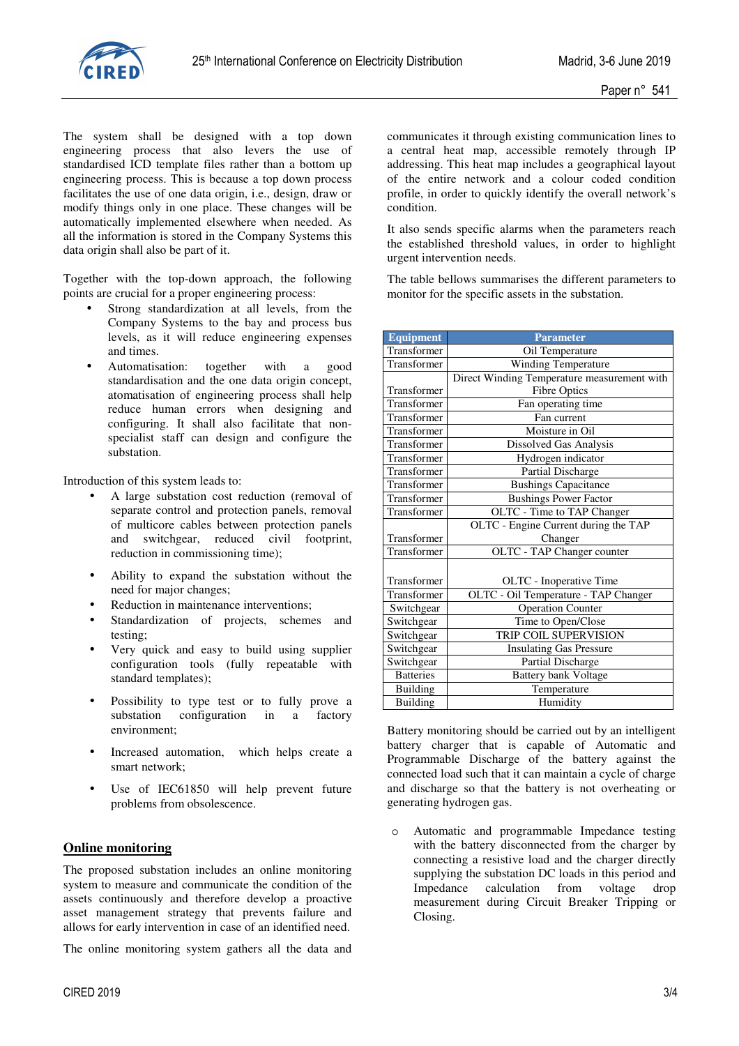The system shall be designed with a top down engineering process that also levers the use of standardised ICD template files rather than a bottom up engineering process. This is because a top down process facilitates the use of one data origin, i.e., design, draw or modify things only in one place. These changes will be automatically implemented elsewhere when needed. As all the information is stored in the Company Systems this data origin shall also be part of it.

Together with the top-down approach, the following points are crucial for a proper engineering process:

- Strong standardization at all levels, from the Company Systems to the bay and process bus levels, as it will reduce engineering expenses and times.
- Automatisation: together with a good standardisation and the one data origin concept, atomatisation of engineering process shall help reduce human errors when designing and configuring. It shall also facilitate that non-specialist staff can design and configure the substation.

Introduction of this system leads to:

- A large substation cost reduction (removal of separate control and protection panels, removal of multicore cables between protection panels and switchgear, reduced civil footprint, reduction in commissioning time);
- Ability to expand the substation without the need for major changes;
- Reduction in maintenance interventions;
- Standardization of projects, schemes and testing;
- Very quick and easy to build using supplier configuration tools (fully repeatable with standard templates);
- Possibility to type test or to fully prove a substation configuration in a factory environment;
- Increased automation, which helps create a smart network;
- Use of IEC61850 will help prevent future problems from obsolescence.

## Online monitoring

The proposed substation includes an online monitoring system to measure and communicate the condition of the assets continuously and therefore develop a proactive asset management strategy that prevents failure and allows for early intervention in case of an identified need.

The online monitoring system gathers all the data and communicates it through existing communication lines to a central heat map, accessible remotely through IP addressing. This heat map includes a geographical layout of the entire network and a colour coded condition profile, in order to quickly identify the overall network's condition.

It also sends specific alarms when the parameters reach the established threshold values, in order to highlight urgent intervention needs.

The table bellows summarises the different parameters to monitor for the specific assets in the substation.

| Equipment | Parameter |
|---|---|
| Transformer | Oil Temperature |
| Transformer | Winding Temperature |
| Transformer | Direct Winding Temperature measurement with Fibre Optics |
| Transformer | Fan operating time |
| Transformer | Fan current |
| Transformer | Moisture in Oil |
| Transformer | Dissolved Gas Analysis |
| Transformer | Hydrogen indicator |
| Transformer | Partial Discharge |
| Transformer | Bushings Capacitance |
| Transformer | Bushings Power Factor |
| Transformer | OLTC - Time to TAP Changer |
| Transformer | OLTC - Engine Current during the TAP Changer |
| Transformer | OLTC - TAP Changer counter |
| Transformer | OLTC - Inoperative Time |
| Transformer | OLTC - Oil Temperature - TAP Changer |
| Switchgear | Operation Counter |
| Switchgear | Time to Open/Close |
| Switchgear | TRIP COIL SUPERVISION |
| Switchgear | Insulating Gas Pressure |
| Switchgear | Partial Discharge |
| Batteries | Battery bank Voltage |
| Building | Temperature |
| Building | Humidity |

Battery monitoring should be carried out by an intelligent battery charger that is capable of Automatic and Programmable Discharge of the battery against the connected load such that it can maintain a cycle of charge and discharge so that the battery is not overheating or generating hydrogen gas.

- Automatic and programmable Impedance testing with the battery disconnected from the charger by connecting a resistive load and the charger directly supplying the substation DC loads in this period and Impedance calculation from voltage drop measurement during Circuit Breaker Tripping or Closing.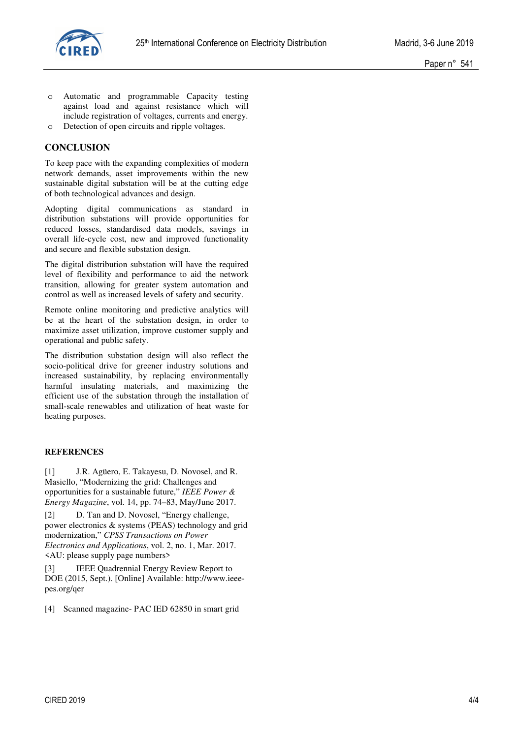- Automatic and programmable Capacity testing against load and against resistance which will include registration of voltages, currents and energy.
- Detection of open circuits and ripple voltages.

## CONCLUSION

To keep pace with the expanding complexities of modern network demands, asset improvements within the new sustainable digital substation will be at the cutting edge of both technological advances and design.

Adopting digital communications as standard in distribution substations will provide opportunities for reduced losses, standardised data models, savings in overall life-cycle cost, new and improved functionality and secure and flexible substation design.

The digital distribution substation will have the required level of flexibility and performance to aid the network transition, allowing for greater system automation and control as well as increased levels of safety and security.

Remote online monitoring and predictive analytics will be at the heart of the substation design, in order to maximize asset utilization, improve customer supply and operational and public safety.

The distribution substation design will also reflect the socio-political drive for greener industry solutions and increased sustainability, by replacing environmentally harmful insulating materials, and maximizing the efficient use of the substation through the installation of small-scale renewables and utilization of heat waste for heating purposes.

## REFERENCES

[1] J.R. Agüero, E. Takayesu, D. Novosel, and R. Masiello, "Modernizing the grid: Challenges and opportunities for a sustainable future," *IEEE Power & Energy Magazine*, vol. 14, pp. 74–83, May/June 2017.

[2] D. Tan and D. Novosel, "Energy challenge, power electronics & systems (PEAS) technology and grid modernization," *CPSS Transactions on Power Electronics and Applications*, vol. 2, no. 1, Mar. 2017. <AU: please supply page numbers>

[3] IEEE Quadrennial Energy Review Report to DOE (2015, Sept.). [Online] Available: http://www.ieee-pes.org/qer

[4] Scanned magazine- PAC IED 62850 in smart grid